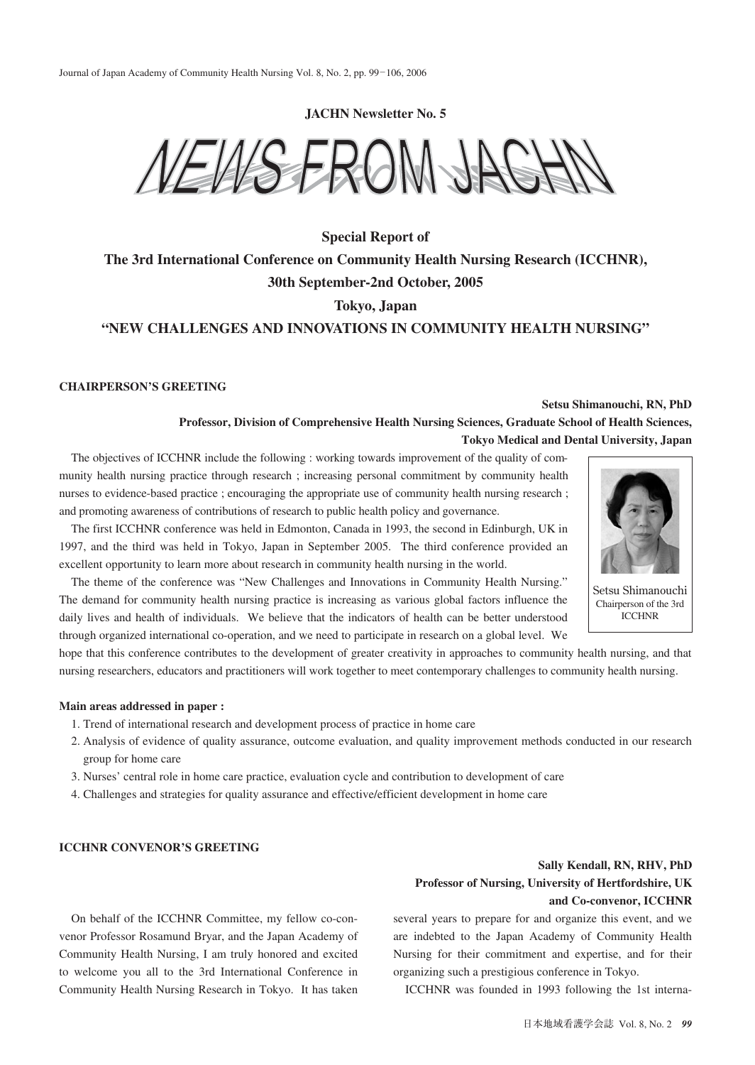**JACHN Newsletter No. 5**

# NEWS FROM JACHN

## Special Report of
## The 3rd International Conference on Community Health Nursing Research (ICCHNR), 30th September-2nd October, 2005
## Tokyo, Japan
## "NEW CHALLENGES AND INNOVATIONS IN COMMUNITY HEALTH NURSING"

### CHAIRPERSON'S GREETING

**Setsu Shimanouchi, RN, PhD**
**Professor, Division of Comprehensive Health Nursing Sciences, Graduate School of Health Sciences, Tokyo Medical and Dental University, Japan**

Setsu Shimanouchi
Chairperson of the 3rd ICCHNR

The objectives of ICCHNR include the following : working towards improvement of the quality of community health nursing practice through research ; increasing personal commitment by community health nurses to evidence-based practice ; encouraging the appropriate use of community health nursing research ; and promoting awareness of contributions of research to public health policy and governance.

The first ICCHNR conference was held in Edmonton, Canada in 1993, the second in Edinburgh, UK in 1997, and the third was held in Tokyo, Japan in September 2005. The third conference provided an excellent opportunity to learn more about research in community health nursing in the world.

The theme of the conference was "New Challenges and Innovations in Community Health Nursing." The demand for community health nursing practice is increasing as various global factors influence the daily lives and health of individuals. We believe that the indicators of health can be better understood through organized international co-operation, and we need to participate in research on a global level. We hope that this conference contributes to the development of greater creativity in approaches to community health nursing, and that nursing researchers, educators and practitioners will work together to meet contemporary challenges to community health nursing.

**Main areas addressed in paper :**

1. Trend of international research and development process of practice in home care
2. Analysis of evidence of quality assurance, outcome evaluation, and quality improvement methods conducted in our research group for home care
3. Nurses' central role in home care practice, evaluation cycle and contribution to development of care
4. Challenges and strategies for quality assurance and effective/efficient development in home care

### ICCHNR CONVENOR'S GREETING

**Sally Kendall, RN, RHV, PhD**
**Professor of Nursing, University of Hertfordshire, UK and Co-convenor, ICCHNR**

On behalf of the ICCHNR Committee, my fellow co-convenor Professor Rosamund Bryar, and the Japan Academy of Community Health Nursing, I am truly honored and excited to welcome you all to the 3rd International Conference in Community Health Nursing Research in Tokyo. It has taken several years to prepare for and organize this event, and we are indebted to the Japan Academy of Community Health Nursing for their commitment and expertise, and for their organizing such a prestigious conference in Tokyo.

ICCHNR was founded in 1993 following the 1st interna-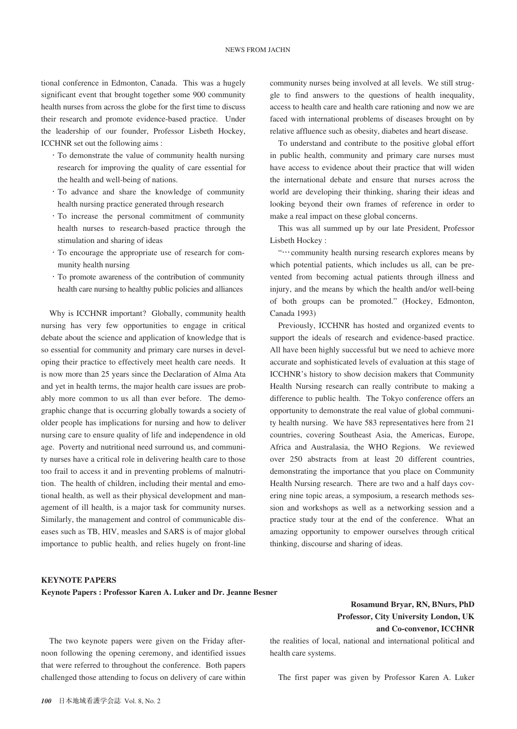tional conference in Edmonton, Canada. This was a hugely significant event that brought together some 900 community health nurses from across the globe for the first time to discuss their research and promote evidence-based practice. Under the leadership of our founder, Professor Lisbeth Hockey, ICCHNR set out the following aims :

- To demonstrate the value of community health nursing research for improving the quality of care essential for the health and well-being of nations.
- To advance and share the knowledge of community health nursing practice generated through research
- To increase the personal commitment of community health nurses to research-based practice through the stimulation and sharing of ideas
- To encourage the appropriate use of research for community health nursing
- To promote awareness of the contribution of community health care nursing to healthy public policies and alliances

Why is ICCHNR important? Globally, community health nursing has very few opportunities to engage in critical debate about the science and application of knowledge that is so essential for community and primary care nurses in developing their practice to effectively meet health care needs. It is now more than 25 years since the Declaration of Alma Ata and yet in health terms, the major health care issues are probably more common to us all than ever before. The demographic change that is occurring globally towards a society of older people has implications for nursing and how to deliver nursing care to ensure quality of life and independence in old age. Poverty and nutritional need surround us, and community nurses have a critical role in delivering health care to those too frail to access it and in preventing problems of malnutrition. The health of children, including their mental and emotional health, as well as their physical development and management of ill health, is a major task for community nurses. Similarly, the management and control of communicable diseases such as TB, HIV, measles and SARS is of major global importance to public health, and relies hugely on front-line community nurses being involved at all levels. We still struggle to find answers to the questions of health inequality, access to health care and health care rationing and now we are faced with international problems of diseases brought on by relative affluence such as obesity, diabetes and heart disease.

To understand and contribute to the positive global effort in public health, community and primary care nurses must have access to evidence about their practice that will widen the international debate and ensure that nurses across the world are developing their thinking, sharing their ideas and looking beyond their own frames of reference in order to make a real impact on these global concerns.

This was all summed up by our late President, Professor Lisbeth Hockey :

"… community health nursing research explores means by which potential patients, which includes us all, can be prevented from becoming actual patients through illness and injury, and the means by which the health and/or well-being of both groups can be promoted." (Hockey, Edmonton, Canada 1993)

Previously, ICCHNR has hosted and organized events to support the ideals of research and evidence-based practice. All have been highly successful but we need to achieve more accurate and sophisticated levels of evaluation at this stage of ICCHNR's history to show decision makers that Community Health Nursing research can really contribute to making a difference to public health. The Tokyo conference offers an opportunity to demonstrate the real value of global community health nursing. We have 583 representatives here from 21 countries, covering Southeast Asia, the Americas, Europe, Africa and Australasia, the WHO Regions. We reviewed over 250 abstracts from at least 20 different countries, demonstrating the importance that you place on Community Health Nursing research. There are two and a half days covering nine topic areas, a symposium, a research methods session and workshops as well as a networking session and a practice study tour at the end of the conference. What an amazing opportunity to empower ourselves through critical thinking, discourse and sharing of ideas.

## KEYNOTE PAPERS

### Keynote Papers : Professor Karen A. Luker and Dr. Jeanne Besner

**Rosamund Bryar, RN, BNurs, PhD**
**Professor, City University London, UK**
**and Co-convenor, ICCHNR**

The two keynote papers were given on the Friday afternoon following the opening ceremony, and identified issues that were referred to throughout the conference. Both papers challenged those attending to focus on delivery of care within the realities of local, national and international political and health care systems.

The first paper was given by Professor Karen A. Luker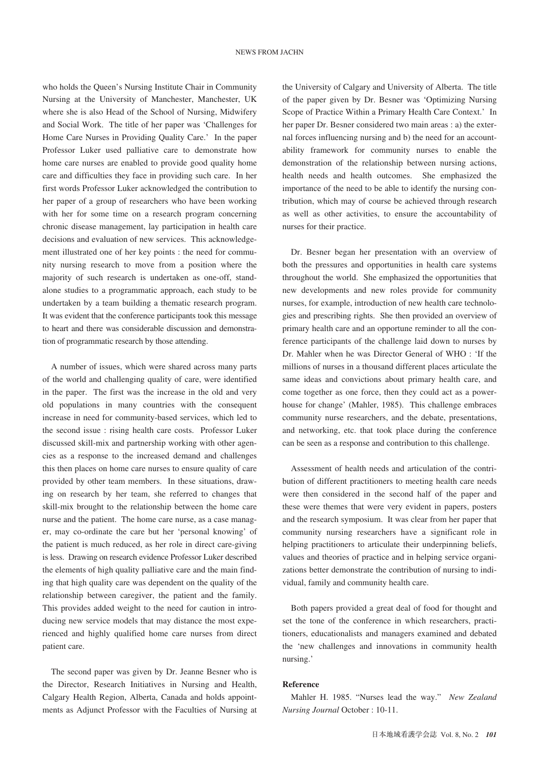who holds the Queen's Nursing Institute Chair in Community Nursing at the University of Manchester, Manchester, UK where she is also Head of the School of Nursing, Midwifery and Social Work. The title of her paper was 'Challenges for Home Care Nurses in Providing Quality Care.' In the paper Professor Luker used palliative care to demonstrate how home care nurses are enabled to provide good quality home care and difficulties they face in providing such care. In her first words Professor Luker acknowledged the contribution to her paper of a group of researchers who have been working with her for some time on a research program concerning chronic disease management, lay participation in health care decisions and evaluation of new services. This acknowledgement illustrated one of her key points : the need for community nursing research to move from a position where the majority of such research is undertaken as one-off, standalone studies to a programmatic approach, each study to be undertaken by a team building a thematic research program. It was evident that the conference participants took this message to heart and there was considerable discussion and demonstration of programmatic research by those attending.

A number of issues, which were shared across many parts of the world and challenging quality of care, were identified in the paper. The first was the increase in the old and very old populations in many countries with the consequent increase in need for community-based services, which led to the second issue : rising health care costs. Professor Luker discussed skill-mix and partnership working with other agencies as a response to the increased demand and challenges this then places on home care nurses to ensure quality of care provided by other team members. In these situations, drawing on research by her team, she referred to changes that skill-mix brought to the relationship between the home care nurse and the patient. The home care nurse, as a case manager, may co-ordinate the care but her 'personal knowing' of the patient is much reduced, as her role in direct care-giving is less. Drawing on research evidence Professor Luker described the elements of high quality palliative care and the main finding that high quality care was dependent on the quality of the relationship between caregiver, the patient and the family. This provides added weight to the need for caution in introducing new service models that may distance the most experienced and highly qualified home care nurses from direct patient care.

The second paper was given by Dr. Jeanne Besner who is the Director, Research Initiatives in Nursing and Health, Calgary Health Region, Alberta, Canada and holds appointments as Adjunct Professor with the Faculties of Nursing at the University of Calgary and University of Alberta. The title of the paper given by Dr. Besner was 'Optimizing Nursing Scope of Practice Within a Primary Health Care Context.' In her paper Dr. Besner considered two main areas : a) the external forces influencing nursing and b) the need for an accountability framework for community nurses to enable the demonstration of the relationship between nursing actions, health needs and health outcomes. She emphasized the importance of the need to be able to identify the nursing contribution, which may of course be achieved through research as well as other activities, to ensure the accountability of nurses for their practice.

Dr. Besner began her presentation with an overview of both the pressures and opportunities in health care systems throughout the world. She emphasized the opportunities that new developments and new roles provide for community nurses, for example, introduction of new health care technologies and prescribing rights. She then provided an overview of primary health care and an opportune reminder to all the conference participants of the challenge laid down to nurses by Dr. Mahler when he was Director General of WHO : 'If the millions of nurses in a thousand different places articulate the same ideas and convictions about primary health care, and come together as one force, then they could act as a powerhouse for change' (Mahler, 1985). This challenge embraces community nurse researchers, and the debate, presentations, and networking, etc. that took place during the conference can be seen as a response and contribution to this challenge.

Assessment of health needs and articulation of the contribution of different practitioners to meeting health care needs were then considered in the second half of the paper and these were themes that were very evident in papers, posters and the research symposium. It was clear from her paper that community nursing researchers have a significant role in helping practitioners to articulate their underpinning beliefs, values and theories of practice and in helping service organizations better demonstrate the contribution of nursing to individual, family and community health care.

Both papers provided a great deal of food for thought and set the tone of the conference in which researchers, practitioners, educationalists and managers examined and debated the 'new challenges and innovations in community health nursing.'

### Reference

Mahler H. 1985. "Nurses lead the way." *New Zealand Nursing Journal* October : 10-11.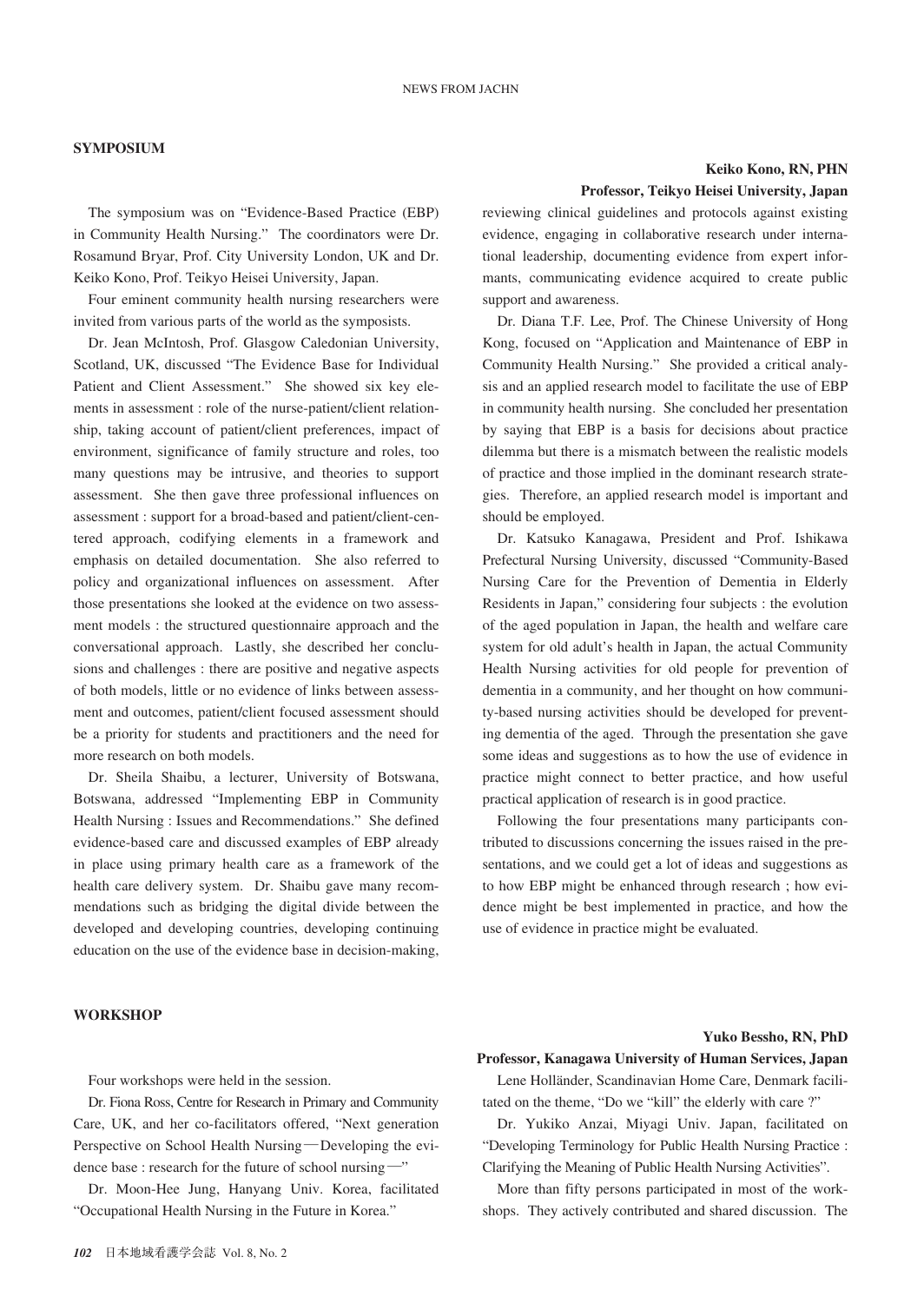## SYMPOSIUM

**Keiko Kono, RN, PHN**
**Professor, Teikyo Heisei University, Japan**

The symposium was on "Evidence-Based Practice (EBP) in Community Health Nursing." The coordinators were Dr. Rosamund Bryar, Prof. City University London, UK and Dr. Keiko Kono, Prof. Teikyo Heisei University, Japan.

Four eminent community health nursing researchers were invited from various parts of the world as the symposists.

Dr. Jean McIntosh, Prof. Glasgow Caledonian University, Scotland, UK, discussed "The Evidence Base for Individual Patient and Client Assessment." She showed six key elements in assessment : role of the nurse-patient/client relationship, taking account of patient/client preferences, impact of environment, significance of family structure and roles, too many questions may be intrusive, and theories to support assessment. She then gave three professional influences on assessment : support for a broad-based and patient/client-centered approach, codifying elements in a framework and emphasis on detailed documentation. She also referred to policy and organizational influences on assessment. After those presentations she looked at the evidence on two assessment models : the structured questionnaire approach and the conversational approach. Lastly, she described her conclusions and challenges : there are positive and negative aspects of both models, little or no evidence of links between assessment and outcomes, patient/client focused assessment should be a priority for students and practitioners and the need for more research on both models.

Dr. Sheila Shaibu, a lecturer, University of Botswana, Botswana, addressed "Implementing EBP in Community Health Nursing : Issues and Recommendations." She defined evidence-based care and discussed examples of EBP already in place using primary health care as a framework of the health care delivery system. Dr. Shaibu gave many recommendations such as bridging the digital divide between the developed and developing countries, developing continuing education on the use of the evidence base in decision-making, reviewing clinical guidelines and protocols against existing evidence, engaging in collaborative research under international leadership, documenting evidence from expert informants, communicating evidence acquired to create public support and awareness.

Dr. Diana T.F. Lee, Prof. The Chinese University of Hong Kong, focused on "Application and Maintenance of EBP in Community Health Nursing." She provided a critical analysis and an applied research model to facilitate the use of EBP in community health nursing. She concluded her presentation by saying that EBP is a basis for decisions about practice dilemma but there is a mismatch between the realistic models of practice and those implied in the dominant research strategies. Therefore, an applied research model is important and should be employed.

Dr. Katsuko Kanagawa, President and Prof. Ishikawa Prefectural Nursing University, discussed "Community-Based Nursing Care for the Prevention of Dementia in Elderly Residents in Japan," considering four subjects : the evolution of the aged population in Japan, the health and welfare care system for old adult's health in Japan, the actual Community Health Nursing activities for old people for prevention of dementia in a community, and her thought on how community-based nursing activities should be developed for preventing dementia of the aged. Through the presentation she gave some ideas and suggestions as to how the use of evidence in practice might connect to better practice, and how useful practical application of research is in good practice.

Following the four presentations many participants contributed to discussions concerning the issues raised in the presentations, and we could get a lot of ideas and suggestions as to how EBP might be enhanced through research ; how evidence might be best implemented in practice, and how the use of evidence in practice might be evaluated.

## WORKSHOP

**Yuko Bessho, RN, PhD**
**Professor, Kanagawa University of Human Services, Japan**

Four workshops were held in the session.

Dr. Fiona Ross, Centre for Research in Primary and Community Care, UK, and her co-facilitators offered, "Next generation Perspective on School Health Nursing—Developing the evidence base : research for the future of school nursing—"

Dr. Moon-Hee Jung, Hanyang Univ. Korea, facilitated "Occupational Health Nursing in the Future in Korea."

Lene Holländer, Scandinavian Home Care, Denmark facilitated on the theme, "Do we "kill" the elderly with care ?"

Dr. Yukiko Anzai, Miyagi Univ. Japan, facilitated on "Developing Terminology for Public Health Nursing Practice : Clarifying the Meaning of Public Health Nursing Activities".

More than fifty persons participated in most of the workshops. They actively contributed and shared discussion. The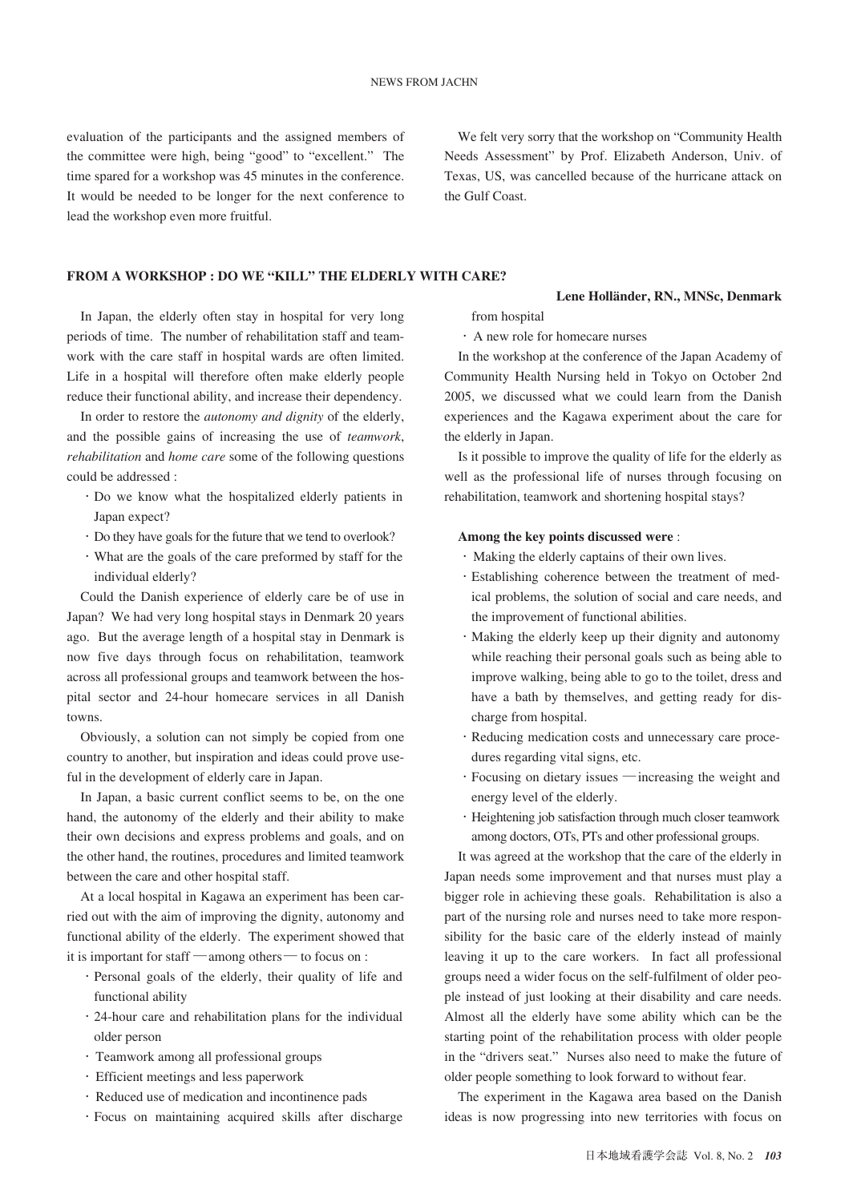evaluation of the participants and the assigned members of the committee were high, being "good" to "excellent." The time spared for a workshop was 45 minutes in the conference. It would be needed to be longer for the next conference to lead the workshop even more fruitful.

We felt very sorry that the workshop on "Community Health Needs Assessment" by Prof. Elizabeth Anderson, Univ. of Texas, US, was cancelled because of the hurricane attack on the Gulf Coast.

## FROM A WORKSHOP : DO WE "KILL" THE ELDERLY WITH CARE?

**Lene Holländer, RN., MNSc, Denmark**

In Japan, the elderly often stay in hospital for very long periods of time. The number of rehabilitation staff and teamwork with the care staff in hospital wards are often limited. Life in a hospital will therefore often make elderly people reduce their functional ability, and increase their dependency.

In order to restore the *autonomy and dignity* of the elderly, and the possible gains of increasing the use of *teamwork*, *rehabilitation* and *home care* some of the following questions could be addressed :

- Do we know what the hospitalized elderly patients in Japan expect?
- Do they have goals for the future that we tend to overlook?
- What are the goals of the care preformed by staff for the individual elderly?

Could the Danish experience of elderly care be of use in Japan? We had very long hospital stays in Denmark 20 years ago. But the average length of a hospital stay in Denmark is now five days through focus on rehabilitation, teamwork across all professional groups and teamwork between the hospital sector and 24-hour homecare services in all Danish towns.

Obviously, a solution can not simply be copied from one country to another, but inspiration and ideas could prove useful in the development of elderly care in Japan.

In Japan, a basic current conflict seems to be, on the one hand, the autonomy of the elderly and their ability to make their own decisions and express problems and goals, and on the other hand, the routines, procedures and limited teamwork between the care and other hospital staff.

At a local hospital in Kagawa an experiment has been carried out with the aim of improving the dignity, autonomy and functional ability of the elderly. The experiment showed that it is important for staff —among others— to focus on :

- Personal goals of the elderly, their quality of life and functional ability
- 24-hour care and rehabilitation plans for the individual older person
- Teamwork among all professional groups
- Efficient meetings and less paperwork
- Reduced use of medication and incontinence pads
- Focus on maintaining acquired skills after discharge from hospital
- A new role for homecare nurses

In the workshop at the conference of the Japan Academy of Community Health Nursing held in Tokyo on October 2nd 2005, we discussed what we could learn from the Danish experiences and the Kagawa experiment about the care for the elderly in Japan.

Is it possible to improve the quality of life for the elderly as well as the professional life of nurses through focusing on rehabilitation, teamwork and shortening hospital stays?

**Among the key points discussed were** :

- Making the elderly captains of their own lives.
- Establishing coherence between the treatment of medical problems, the solution of social and care needs, and the improvement of functional abilities.
- Making the elderly keep up their dignity and autonomy while reaching their personal goals such as being able to improve walking, being able to go to the toilet, dress and have a bath by themselves, and getting ready for discharge from hospital.
- Reducing medication costs and unnecessary care procedures regarding vital signs, etc.
- Focusing on dietary issues —increasing the weight and energy level of the elderly.
- Heightening job satisfaction through much closer teamwork among doctors, OTs, PTs and other professional groups.

It was agreed at the workshop that the care of the elderly in Japan needs some improvement and that nurses must play a bigger role in achieving these goals. Rehabilitation is also a part of the nursing role and nurses need to take more responsibility for the basic care of the elderly instead of mainly leaving it up to the care workers. In fact all professional groups need a wider focus on the self-fulfilment of older people instead of just looking at their disability and care needs. Almost all the elderly have some ability which can be the starting point of the rehabilitation process with older people in the "drivers seat." Nurses also need to make the future of older people something to look forward to without fear.

The experiment in the Kagawa area based on the Danish ideas is now progressing into new territories with focus on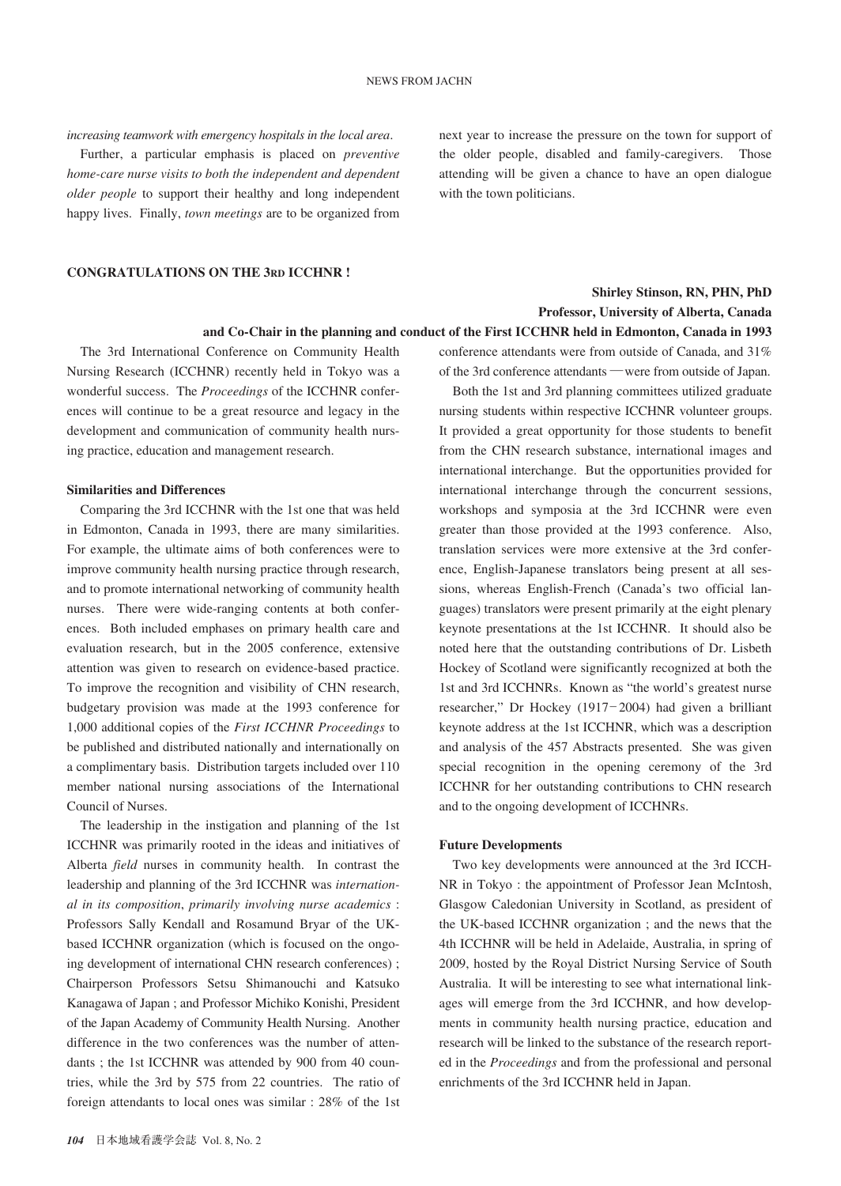*increasing teamwork with emergency hospitals in the local area*.

Further, a particular emphasis is placed on *preventive home-care nurse visits to both the independent and dependent older people* to support their healthy and long independent happy lives. Finally, *town meetings* are to be organized from next year to increase the pressure on the town for support of the older people, disabled and family-caregivers. Those attending will be given a chance to have an open dialogue with the town politicians.

## CONGRATULATIONS ON THE 3RD ICCHNR !

**Shirley Stinson, RN, PHN, PhD**
**Professor, University of Alberta, Canada**
**and Co-Chair in the planning and conduct of the First ICCHNR held in Edmonton, Canada in 1993**

The 3rd International Conference on Community Health Nursing Research (ICCHNR) recently held in Tokyo was a wonderful success. The *Proceedings* of the ICCHNR conferences will continue to be a great resource and legacy in the development and communication of community health nursing practice, education and management research.

### Similarities and Differences

Comparing the 3rd ICCHNR with the 1st one that was held in Edmonton, Canada in 1993, there are many similarities. For example, the ultimate aims of both conferences were to improve community health nursing practice through research, and to promote international networking of community health nurses. There were wide-ranging contents at both conferences. Both included emphases on primary health care and evaluation research, but in the 2005 conference, extensive attention was given to research on evidence-based practice. To improve the recognition and visibility of CHN research, budgetary provision was made at the 1993 conference for 1,000 additional copies of the *First ICCHNR Proceedings* to be published and distributed nationally and internationally on a complimentary basis. Distribution targets included over 110 member national nursing associations of the International Council of Nurses.

The leadership in the instigation and planning of the 1st ICCHNR was primarily rooted in the ideas and initiatives of Alberta *field* nurses in community health. In contrast the leadership and planning of the 3rd ICCHNR was *international in its composition*, *primarily involving nurse academics* : Professors Sally Kendall and Rosamund Bryar of the UK-based ICCHNR organization (which is focused on the ongoing development of international CHN research conferences) ; Chairperson Professors Setsu Shimanouchi and Katsuko Kanagawa of Japan ; and Professor Michiko Konishi, President of the Japan Academy of Community Health Nursing. Another difference in the two conferences was the number of attendants ; the 1st ICCHNR was attended by 900 from 40 countries, while the 3rd by 575 from 22 countries. The ratio of foreign attendants to local ones was similar : 28% of the 1st conference attendants were from outside of Canada, and 31% of the 3rd conference attendants ―were from outside of Japan.

Both the 1st and 3rd planning committees utilized graduate nursing students within respective ICCHNR volunteer groups. It provided a great opportunity for those students to benefit from the CHN research substance, international images and international interchange. But the opportunities provided for international interchange through the concurrent sessions, workshops and symposia at the 3rd ICCHNR were even greater than those provided at the 1993 conference. Also, translation services were more extensive at the 3rd conference, English-Japanese translators being present at all sessions, whereas English-French (Canada's two official languages) translators were present primarily at the eight plenary keynote presentations at the 1st ICCHNR. It should also be noted here that the outstanding contributions of Dr. Lisbeth Hockey of Scotland were significantly recognized at both the 1st and 3rd ICCHNRs. Known as "the world's greatest nurse researcher," Dr Hockey (1917−2004) had given a brilliant keynote address at the 1st ICCHNR, which was a description and analysis of the 457 Abstracts presented. She was given special recognition in the opening ceremony of the 3rd ICCHNR for her outstanding contributions to CHN research and to the ongoing development of ICCHNRs.

### Future Developments

Two key developments were announced at the 3rd ICCHNR in Tokyo : the appointment of Professor Jean McIntosh, Glasgow Caledonian University in Scotland, as president of the UK-based ICCHNR organization ; and the news that the 4th ICCHNR will be held in Adelaide, Australia, in spring of 2009, hosted by the Royal District Nursing Service of South Australia. It will be interesting to see what international linkages will emerge from the 3rd ICCHNR, and how developments in community health nursing practice, education and research will be linked to the substance of the research reported in the *Proceedings* and from the professional and personal enrichments of the 3rd ICCHNR held in Japan.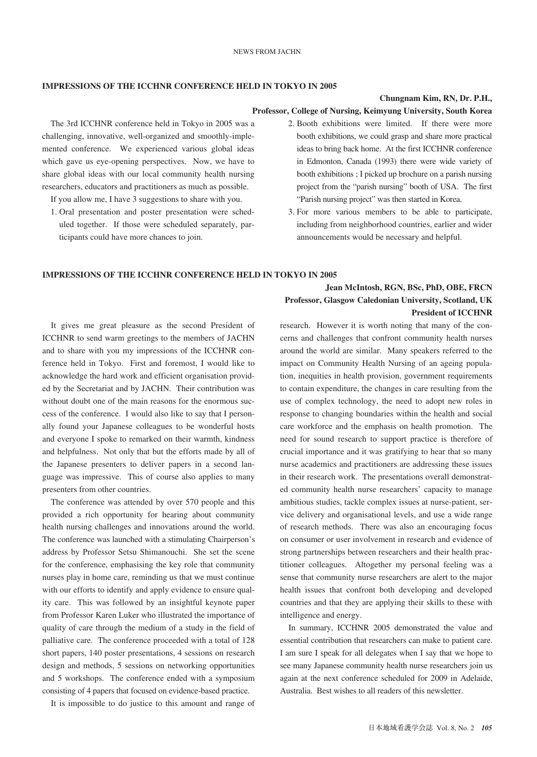NEWS FROM JACHN

## IMPRESSIONS OF THE ICCHNR CONFERENCE HELD IN TOKYO IN 2005

**Chungnam Kim, RN, Dr. P.H.,**
**Professor, College of Nursing, Keimyung University, South Korea**

The 3rd ICCHNR conference held in Tokyo in 2005 was a challenging, innovative, well-organized and smoothly-implemented conference. We experienced various global ideas which gave us eye-opening perspectives. Now, we have to share global ideas with our local community health nursing researchers, educators and practitioners as much as possible.

If you allow me, I have 3 suggestions to share with you.

1. Oral presentation and poster presentation were scheduled together. If those were scheduled separately, participants could have more chances to join.
2. Booth exhibitions were limited. If there were more booth exhibitions, we could grasp and share more practical ideas to bring back home. At the first ICCHNR conference in Edmonton, Canada (1993) there were wide variety of booth exhibitions ; I picked up brochure on a parish nursing project from the "parish nursing" booth of USA. The first "Parish nursing project" was then started in Korea.
3. For more various members to be able to participate, including from neighborhood countries, earlier and wider announcements would be necessary and helpful.

## IMPRESSIONS OF THE ICCHNR CONFERENCE HELD IN TOKYO IN 2005

**Jean McIntosh, RGN, BSc, PhD, OBE, FRCN**
**Professor, Glasgow Caledonian University, Scotland, UK**
**President of ICCHNR**

It gives me great pleasure as the second President of ICCHNR to send warm greetings to the members of JACHN and to share with you my impressions of the ICCHNR conference held in Tokyo. First and foremost, I would like to acknowledge the hard work and efficient organisation provided by the Secretariat and by JACHN. Their contribution was without doubt one of the main reasons for the enormous success of the conference. I would also like to say that I personally found your Japanese colleagues to be wonderful hosts and everyone I spoke to remarked on their warmth, kindness and helpfulness. Not only that but the efforts made by all of the Japanese presenters to deliver papers in a second language was impressive. This of course also applies to many presenters from other countries.

The conference was attended by over 570 people and this provided a rich opportunity for hearing about community health nursing challenges and innovations around the world. The conference was launched with a stimulating Chairperson's address by Professor Setsu Shimanouchi. She set the scene for the conference, emphasising the key role that community nurses play in home care, reminding us that we must continue with our efforts to identify and apply evidence to ensure quality care. This was followed by an insightful keynote paper from Professor Karen Luker who illustrated the importance of quality of care through the medium of a study in the field of palliative care. The conference proceeded with a total of 128 short papers, 140 poster presentations, 4 sessions on research design and methods, 5 sessions on networking opportunities and 5 workshops. The conference ended with a symposium consisting of 4 papers that focused on evidence-based practice.

It is impossible to do justice to this amount and range of research. However it is worth noting that many of the concerns and challenges that confront community health nurses around the world are similar. Many speakers referred to the impact on Community Health Nursing of an ageing population, inequities in health provision, government requirements to contain expenditure, the changes in care resulting from the use of complex technology, the need to adopt new roles in response to changing boundaries within the health and social care workforce and the emphasis on health promotion. The need for sound research to support practice is therefore of crucial importance and it was gratifying to hear that so many nurse academics and practitioners are addressing these issues in their research work. The presentations overall demonstrated community health nurse researchers' capacity to manage ambitious studies, tackle complex issues at nurse-patient, service delivery and organisational levels, and use a wide range of research methods. There was also an encouraging focus on consumer or user involvement in research and evidence of strong partnerships between researchers and their health practitioner colleagues. Altogether my personal feeling was a sense that community nurse researchers are alert to the major health issues that confront both developing and developed countries and that they are applying their skills to these with intelligence and energy.

In summary, ICCHNR 2005 demonstrated the value and essential contribution that researchers can make to patient care. I am sure I speak for all delegates when I say that we hope to see many Japanese community health nurse researchers join us again at the next conference scheduled for 2009 in Adelaide, Australia. Best wishes to all readers of this newsletter.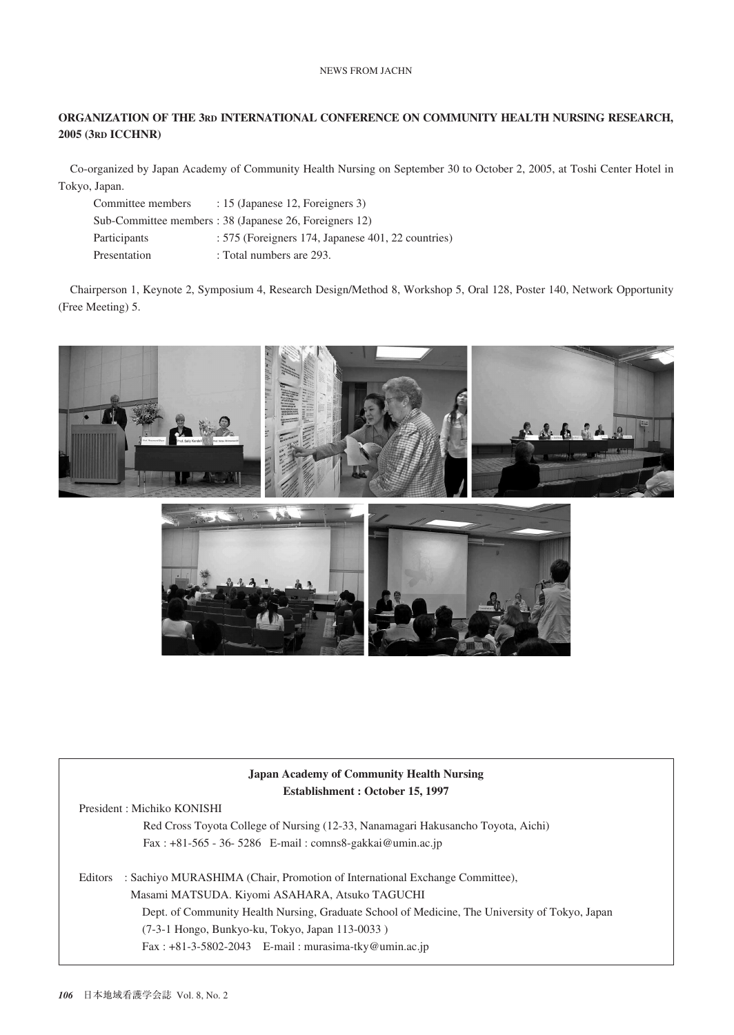NEWS FROM JACHN

## ORGANIZATION OF THE 3RD INTERNATIONAL CONFERENCE ON COMMUNITY HEALTH NURSING RESEARCH, 2005 (3RD ICCHNR)

Co-organized by Japan Academy of Community Health Nursing on September 30 to October 2, 2005, at Toshi Center Hotel in Tokyo, Japan.

| | |
|---|---|
| Committee members | : 15 (Japanese 12, Foreigners 3) |
| Sub-Committee members | : 38 (Japanese 26, Foreigners 12) |
| Participants | : 575 (Foreigners 174, Japanese 401, 22 countries) |
| Presentation | : Total numbers are 293. |

Chairperson 1, Keynote 2, Symposium 4, Research Design/Method 8, Workshop 5, Oral 128, Poster 140, Network Opportunity (Free Meeting) 5.

**Japan Academy of Community Health Nursing**
**Establishment : October 15, 1997**

President : Michiko KONISHI
Red Cross Toyota College of Nursing (12-33, Nanamagari Hakusancho Toyota, Aichi)
Fax : +81-565 - 36- 5286 E-mail : comns8-gakkai@umin.ac.jp

Editors : Sachiyo MURASHIMA (Chair, Promotion of International Exchange Committee),
Masami MATSUDA. Kiyomi ASAHARA, Atsuko TAGUCHI
Dept. of Community Health Nursing, Graduate School of Medicine, The University of Tokyo, Japan
(7-3-1 Hongo, Bunkyo-ku, Tokyo, Japan 113-0033 )
Fax : +81-3-5802-2043 E-mail : murasima-tky@umin.ac.jp